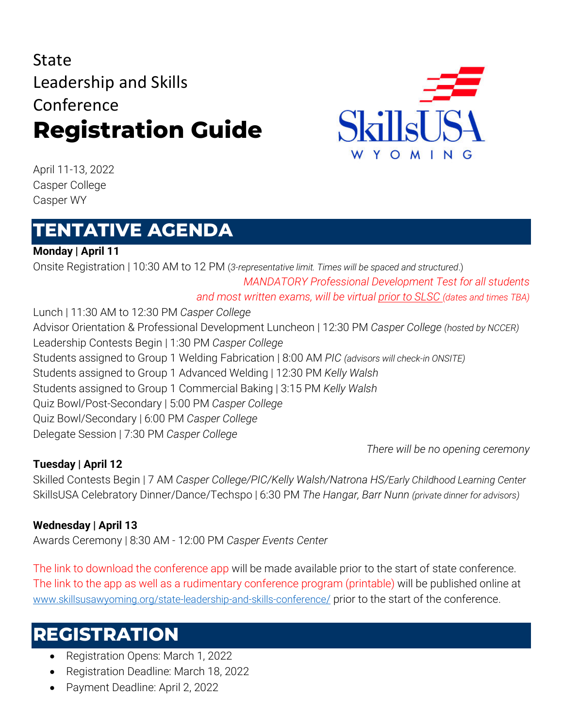# State Leadership and Skills Conference
# **Registration Guide**

April 11-13, 2022
Casper College
Casper WY

## TENTATIVE AGENDA

**Monday | April 11**

Onsite Registration | 10:30 AM to 12 PM (*3-representative limit. Times will be spaced and structured.*)

*MANDATORY Professional Development Test for all students and most written exams, will be virtual prior to SLSC (dates and times TBA)*

Lunch | 11:30 AM to 12:30 PM *Casper College*
Advisor Orientation & Professional Development Luncheon | 12:30 PM *Casper College (hosted by NCCER)*
Leadership Contests Begin | 1:30 PM *Casper College*
Students assigned to Group 1 Welding Fabrication | 8:00 AM *PIC (advisors will check-in ONSITE)*
Students assigned to Group 1 Advanced Welding | 12:30 PM *Kelly Walsh*
Students assigned to Group 1 Commercial Baking | 3:15 PM *Kelly Walsh*
Quiz Bowl/Post-Secondary | 5:00 PM *Casper College*
Quiz Bowl/Secondary | 6:00 PM *Casper College*
Delegate Session | 7:30 PM *Casper College*

*There will be no opening ceremony*

**Tuesday | April 12**

Skilled Contests Begin | 7 AM *Casper College/PIC/Kelly Walsh/Natrona HS/Early Childhood Learning Center*
SkillsUSA Celebratory Dinner/Dance/Techspo | 6:30 PM *The Hangar, Barr Nunn (private dinner for advisors)*

**Wednesday | April 13**

Awards Ceremony | 8:30 AM - 12:00 PM *Casper Events Center*

The link to download the conference app will be made available prior to the start of state conference. The link to the app as well as a rudimentary conference program (printable) will be published online at www.skillsusawyoming.org/state-leadership-and-skills-conference/ prior to the start of the conference.

## REGISTRATION

- Registration Opens: March 1, 2022
- Registration Deadline: March 18, 2022
- Payment Deadline: April 2, 2022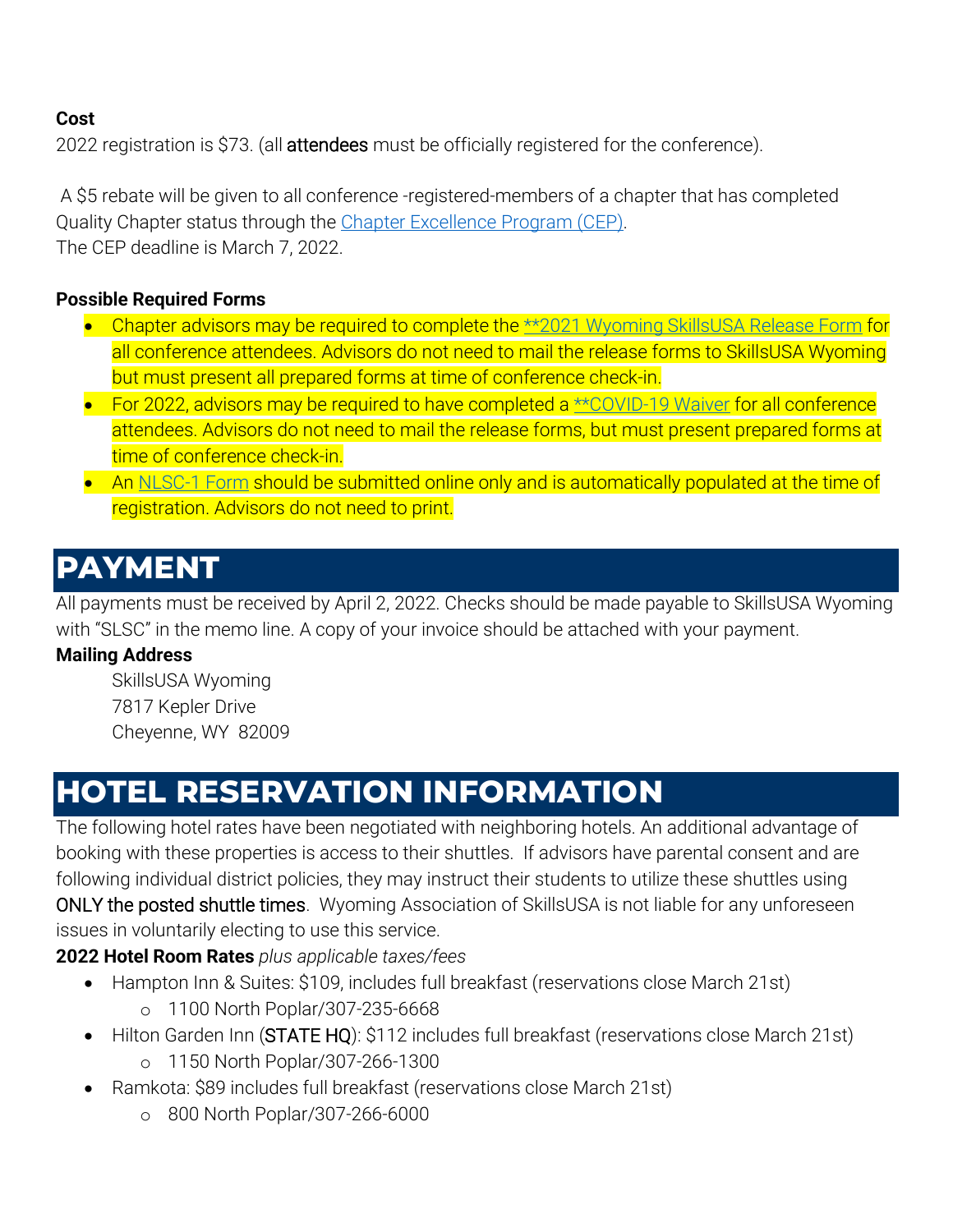**Cost**

2022 registration is $73. (all attendees must be officially registered for the conference).

A $5 rebate will be given to all conference -registered-members of a chapter that has completed Quality Chapter status through the Chapter Excellence Program (CEP).
The CEP deadline is March 7, 2022.

**Possible Required Forms**

- Chapter advisors may be required to complete the **2021 Wyoming SkillsUSA Release Form for all conference attendees. Advisors do not need to mail the release forms to SkillsUSA Wyoming but must present all prepared forms at time of conference check-in.
- For 2022, advisors may be required to have completed a **COVID-19 Waiver for all conference attendees. Advisors do not need to mail the release forms, but must present prepared forms at time of conference check-in.
- An NLSC-1 Form should be submitted online only and is automatically populated at the time of registration. Advisors do not need to print.

# PAYMENT

All payments must be received by April 2, 2022. Checks should be made payable to SkillsUSA Wyoming with "SLSC" in the memo line. A copy of your invoice should be attached with your payment.

**Mailing Address**

SkillsUSA Wyoming
7817 Kepler Drive
Cheyenne, WY 82009

# HOTEL RESERVATION INFORMATION

The following hotel rates have been negotiated with neighboring hotels. An additional advantage of booking with these properties is access to their shuttles. If advisors have parental consent and are following individual district policies, they may instruct their students to utilize these shuttles using ONLY the posted shuttle times. Wyoming Association of SkillsUSA is not liable for any unforeseen issues in voluntarily electing to use this service.

**2022 Hotel Room Rates** *plus applicable taxes/fees*

- Hampton Inn & Suites: $109, includes full breakfast (reservations close March 21st)
  - 1100 North Poplar/307-235-6668
- Hilton Garden Inn (STATE HQ): $112 includes full breakfast (reservations close March 21st)
  - 1150 North Poplar/307-266-1300
- Ramkota: $89 includes full breakfast (reservations close March 21st)
  - 800 North Poplar/307-266-6000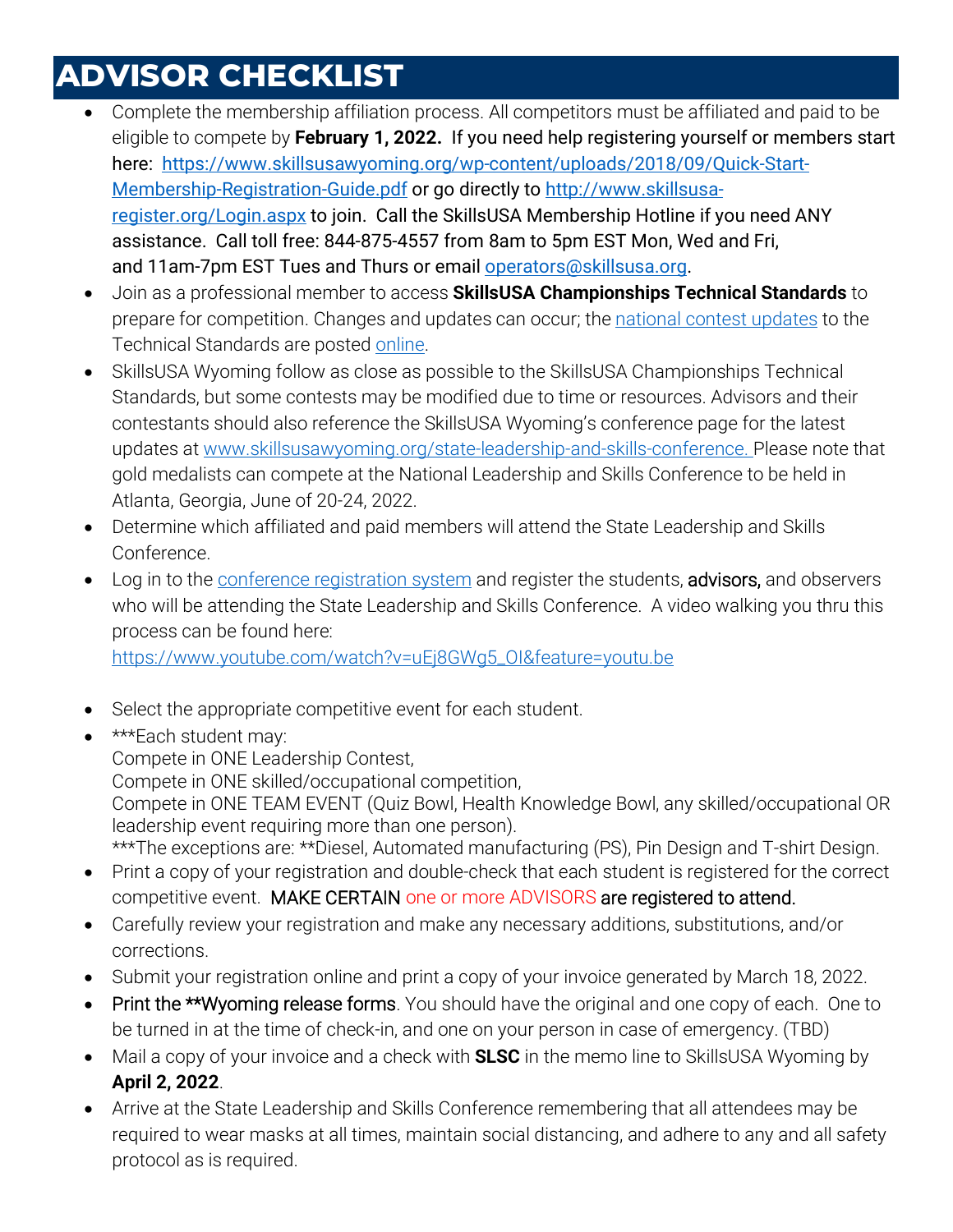# ADVISOR CHECKLIST

- Complete the membership affiliation process. All competitors must be affiliated and paid to be eligible to compete by **February 1, 2022.** If you need help registering yourself or members start here: https://www.skillsusawyoming.org/wp-content/uploads/2018/09/Quick-Start-Membership-Registration-Guide.pdf or go directly to http://www.skillsusa-register.org/Login.aspx to join. Call the SkillsUSA Membership Hotline if you need ANY assistance. Call toll free: 844-875-4557 from 8am to 5pm EST Mon, Wed and Fri, and 11am-7pm EST Tues and Thurs or email operators@skillsusa.org.
- Join as a professional member to access **SkillsUSA Championships Technical Standards** to prepare for competition. Changes and updates can occur; the national contest updates to the Technical Standards are posted online.
- SkillsUSA Wyoming follow as close as possible to the SkillsUSA Championships Technical Standards, but some contests may be modified due to time or resources. Advisors and their contestants should also reference the SkillsUSA Wyoming's conference page for the latest updates at www.skillsusawyoming.org/state-leadership-and-skills-conference. Please note that gold medalists can compete at the National Leadership and Skills Conference to be held in Atlanta, Georgia, June of 20-24, 2022.
- Determine which affiliated and paid members will attend the State Leadership and Skills Conference.
- Log in to the conference registration system and register the students, advisors, and observers who will be attending the State Leadership and Skills Conference. A video walking you thru this process can be found here: https://www.youtube.com/watch?v=uEj8GWg5_OI&feature=youtu.be
- Select the appropriate competitive event for each student.
- ***Each student may:
  Compete in ONE Leadership Contest,
  Compete in ONE skilled/occupational competition,
  Compete in ONE TEAM EVENT (Quiz Bowl, Health Knowledge Bowl, any skilled/occupational OR leadership event requiring more than one person).
  ***The exceptions are: **Diesel, Automated manufacturing (PS), Pin Design and T-shirt Design.
- Print a copy of your registration and double-check that each student is registered for the correct competitive event. MAKE CERTAIN one or more ADVISORS are registered to attend.
- Carefully review your registration and make any necessary additions, substitutions, and/or corrections.
- Submit your registration online and print a copy of your invoice generated by March 18, 2022.
- Print the **Wyoming release forms. You should have the original and one copy of each. One to be turned in at the time of check-in, and one on your person in case of emergency. (TBD)
- Mail a copy of your invoice and a check with **SLSC** in the memo line to SkillsUSA Wyoming by **April 2, 2022**.
- Arrive at the State Leadership and Skills Conference remembering that all attendees may be required to wear masks at all times, maintain social distancing, and adhere to any and all safety protocol as is required.